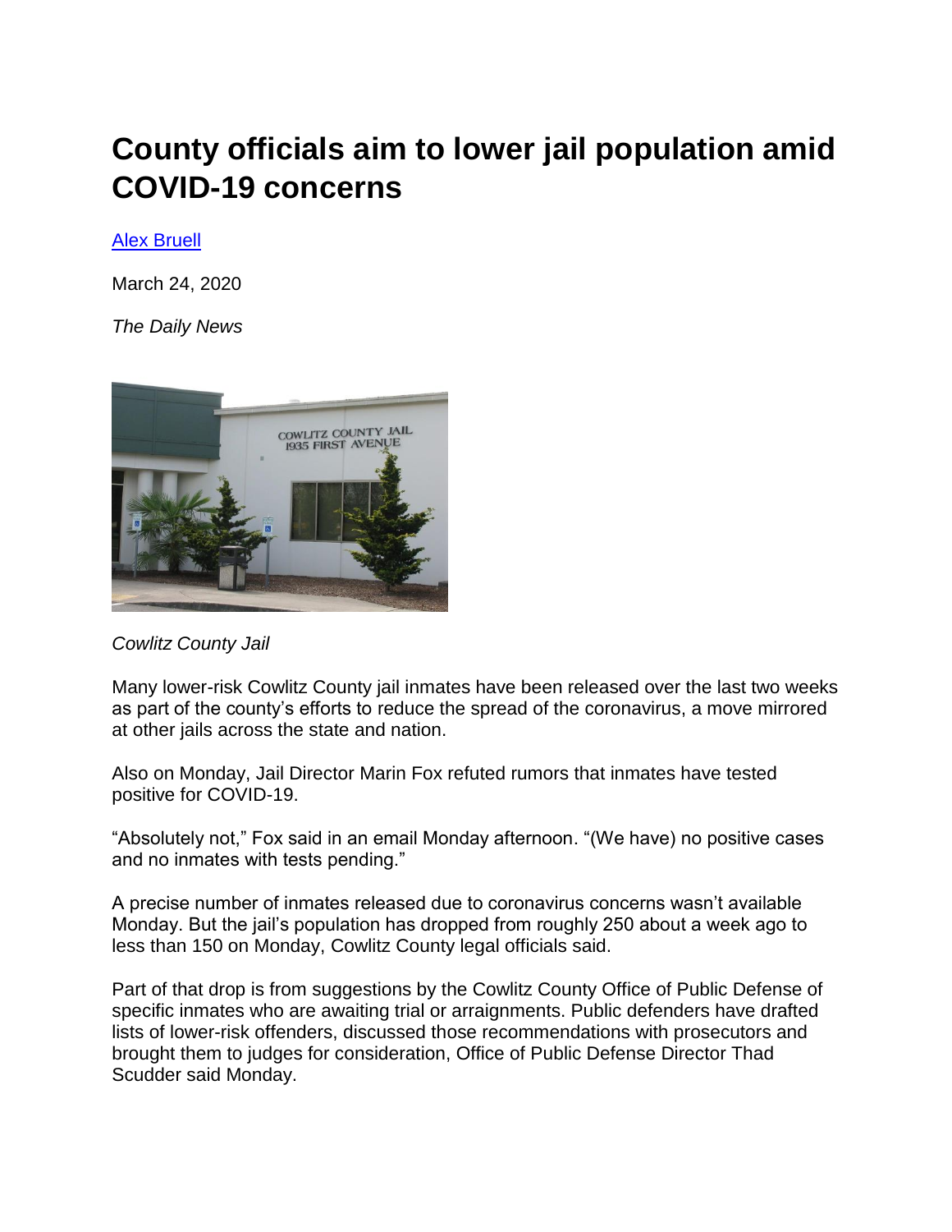# County officials aim to lower jail population amid COVID-19 concerns

Alex Bruell

March 24, 2020

*The Daily News*

*Cowlitz County Jail*

Many lower-risk Cowlitz County jail inmates have been released over the last two weeks as part of the county's efforts to reduce the spread of the coronavirus, a move mirrored at other jails across the state and nation.

Also on Monday, Jail Director Marin Fox refuted rumors that inmates have tested positive for COVID-19.

"Absolutely not," Fox said in an email Monday afternoon. "(We have) no positive cases and no inmates with tests pending."

A precise number of inmates released due to coronavirus concerns wasn't available Monday. But the jail's population has dropped from roughly 250 about a week ago to less than 150 on Monday, Cowlitz County legal officials said.

Part of that drop is from suggestions by the Cowlitz County Office of Public Defense of specific inmates who are awaiting trial or arraignments. Public defenders have drafted lists of lower-risk offenders, discussed those recommendations with prosecutors and brought them to judges for consideration, Office of Public Defense Director Thad Scudder said Monday.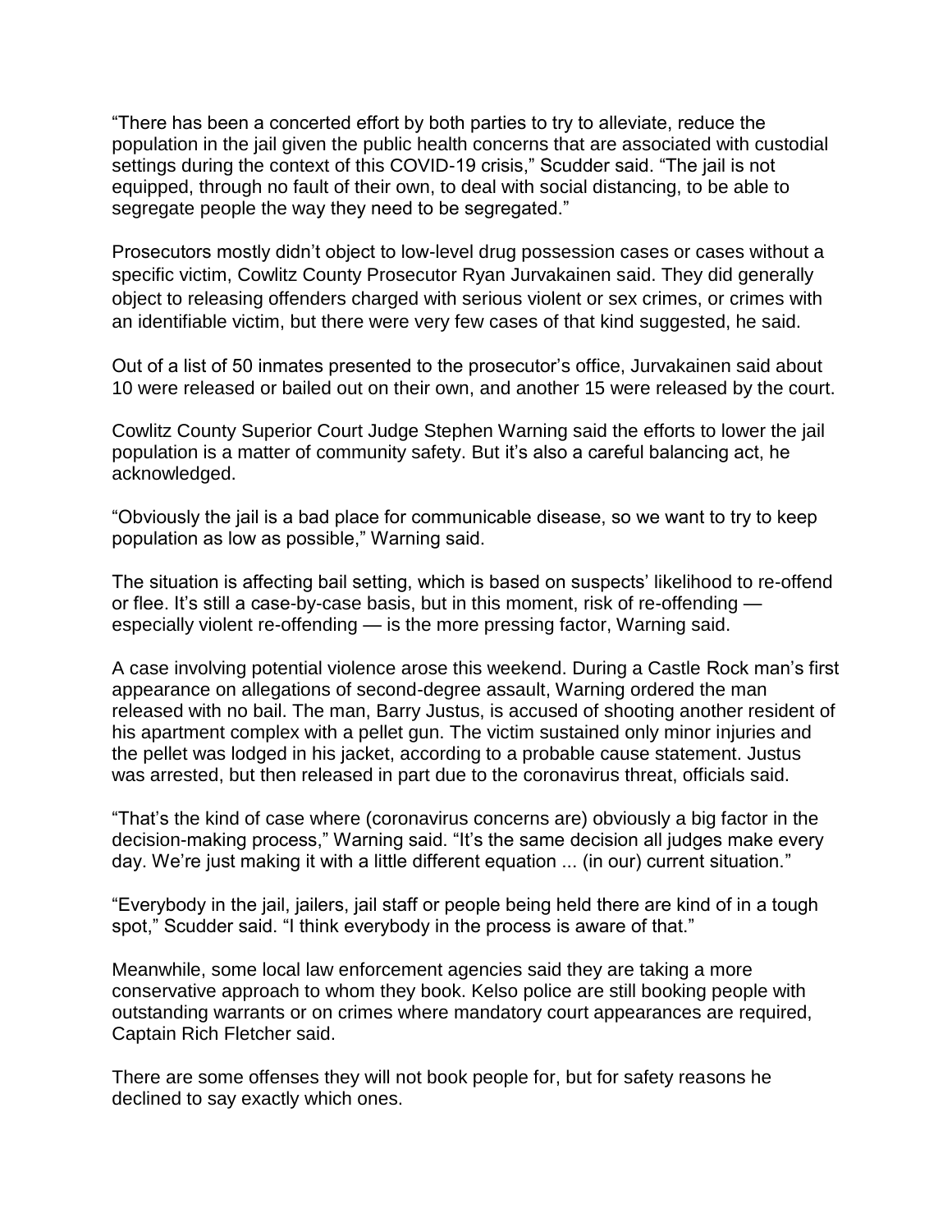"There has been a concerted effort by both parties to try to alleviate, reduce the population in the jail given the public health concerns that are associated with custodial settings during the context of this COVID-19 crisis," Scudder said. "The jail is not equipped, through no fault of their own, to deal with social distancing, to be able to segregate people the way they need to be segregated."

Prosecutors mostly didn't object to low-level drug possession cases or cases without a specific victim, Cowlitz County Prosecutor Ryan Jurvakainen said. They did generally object to releasing offenders charged with serious violent or sex crimes, or crimes with an identifiable victim, but there were very few cases of that kind suggested, he said.

Out of a list of 50 inmates presented to the prosecutor's office, Jurvakainen said about 10 were released or bailed out on their own, and another 15 were released by the court.

Cowlitz County Superior Court Judge Stephen Warning said the efforts to lower the jail population is a matter of community safety. But it's also a careful balancing act, he acknowledged.

"Obviously the jail is a bad place for communicable disease, so we want to try to keep population as low as possible," Warning said.

The situation is affecting bail setting, which is based on suspects' likelihood to re-offend or flee. It's still a case-by-case basis, but in this moment, risk of re-offending — especially violent re-offending — is the more pressing factor, Warning said.

A case involving potential violence arose this weekend. During a Castle Rock man's first appearance on allegations of second-degree assault, Warning ordered the man released with no bail. The man, Barry Justus, is accused of shooting another resident of his apartment complex with a pellet gun. The victim sustained only minor injuries and the pellet was lodged in his jacket, according to a probable cause statement. Justus was arrested, but then released in part due to the coronavirus threat, officials said.

"That's the kind of case where (coronavirus concerns are) obviously a big factor in the decision-making process," Warning said. "It's the same decision all judges make every day. We're just making it with a little different equation ... (in our) current situation."

"Everybody in the jail, jailers, jail staff or people being held there are kind of in a tough spot," Scudder said. "I think everybody in the process is aware of that."

Meanwhile, some local law enforcement agencies said they are taking a more conservative approach to whom they book. Kelso police are still booking people with outstanding warrants or on crimes where mandatory court appearances are required, Captain Rich Fletcher said.

There are some offenses they will not book people for, but for safety reasons he declined to say exactly which ones.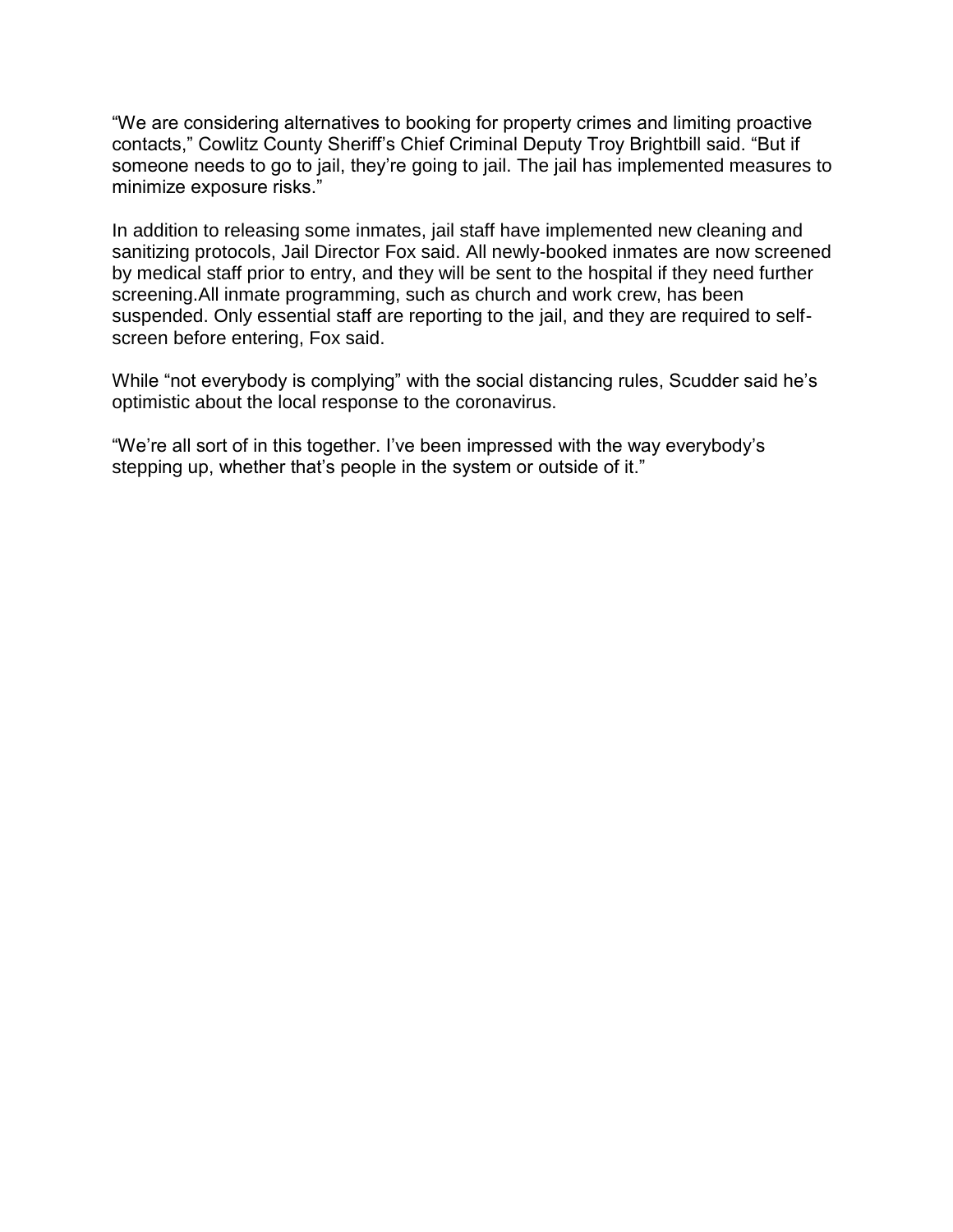"We are considering alternatives to booking for property crimes and limiting proactive contacts," Cowlitz County Sheriff's Chief Criminal Deputy Troy Brightbill said. "But if someone needs to go to jail, they're going to jail. The jail has implemented measures to minimize exposure risks."

In addition to releasing some inmates, jail staff have implemented new cleaning and sanitizing protocols, Jail Director Fox said. All newly-booked inmates are now screened by medical staff prior to entry, and they will be sent to the hospital if they need further screening.All inmate programming, such as church and work crew, has been suspended. Only essential staff are reporting to the jail, and they are required to self-screen before entering, Fox said.

While "not everybody is complying" with the social distancing rules, Scudder said he's optimistic about the local response to the coronavirus.

"We're all sort of in this together. I've been impressed with the way everybody's stepping up, whether that's people in the system or outside of it."